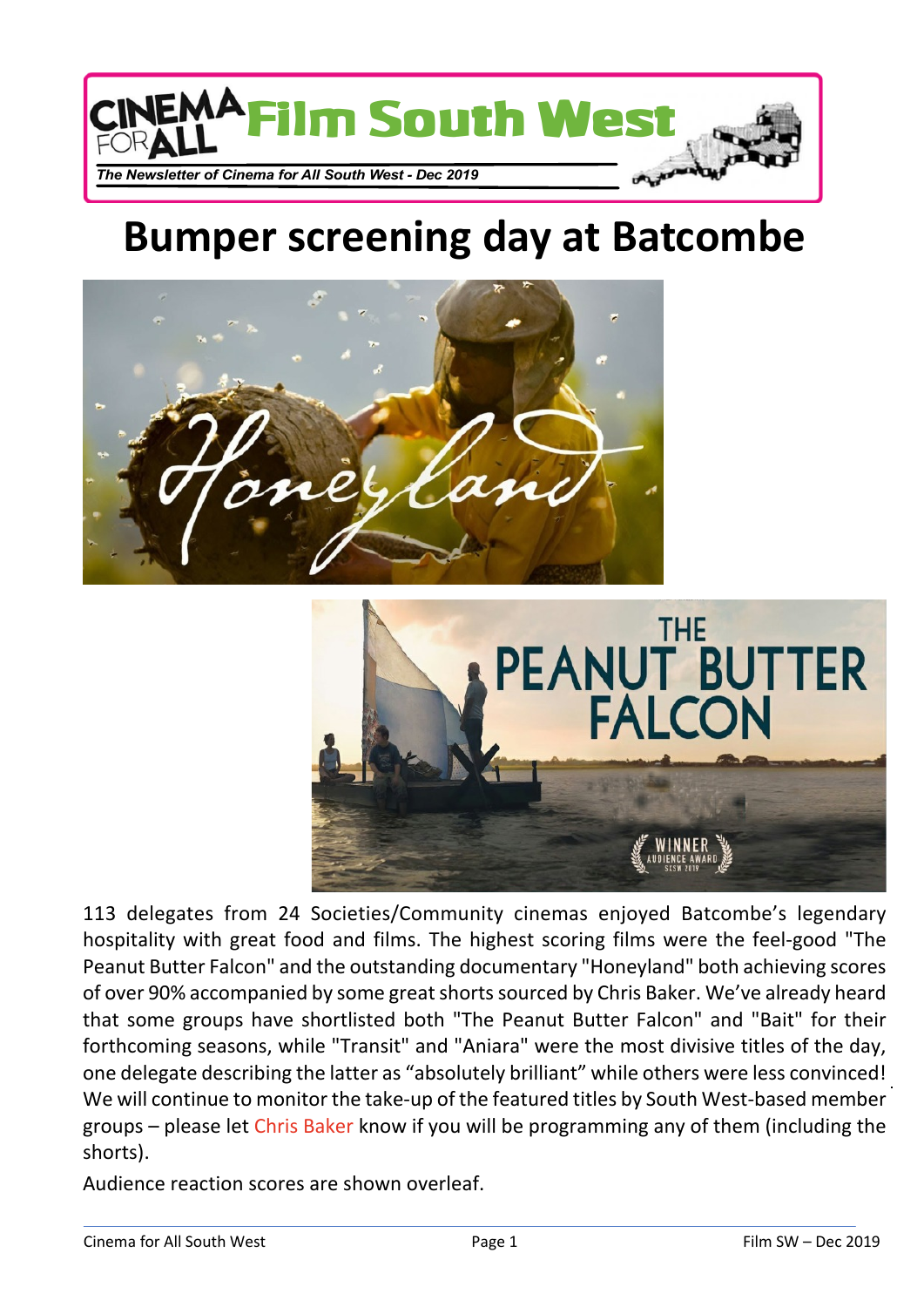# CINEMA FOR ALL Film South West

*The Newsletter of Cinema for All South West - Dec 2019*

# Bumper screening day at Batcombe

113 delegates from 24 Societies/Community cinemas enjoyed Batcombe's legendary hospitality with great food and films. The highest scoring films were the feel-good "The Peanut Butter Falcon" and the outstanding documentary "Honeyland" both achieving scores of over 90% accompanied by some great shorts sourced by Chris Baker. We've already heard that some groups have shortlisted both "The Peanut Butter Falcon" and "Bait" for their forthcoming seasons, while "Transit" and "Aniara" were the most divisive titles of the day, one delegate describing the latter as "absolutely brilliant" while others were less convinced! We will continue to monitor the take-up of the featured titles by South West-based member groups – please let Chris Baker know if you will be programming any of them (including the shorts).

Audience reaction scores are shown overleaf.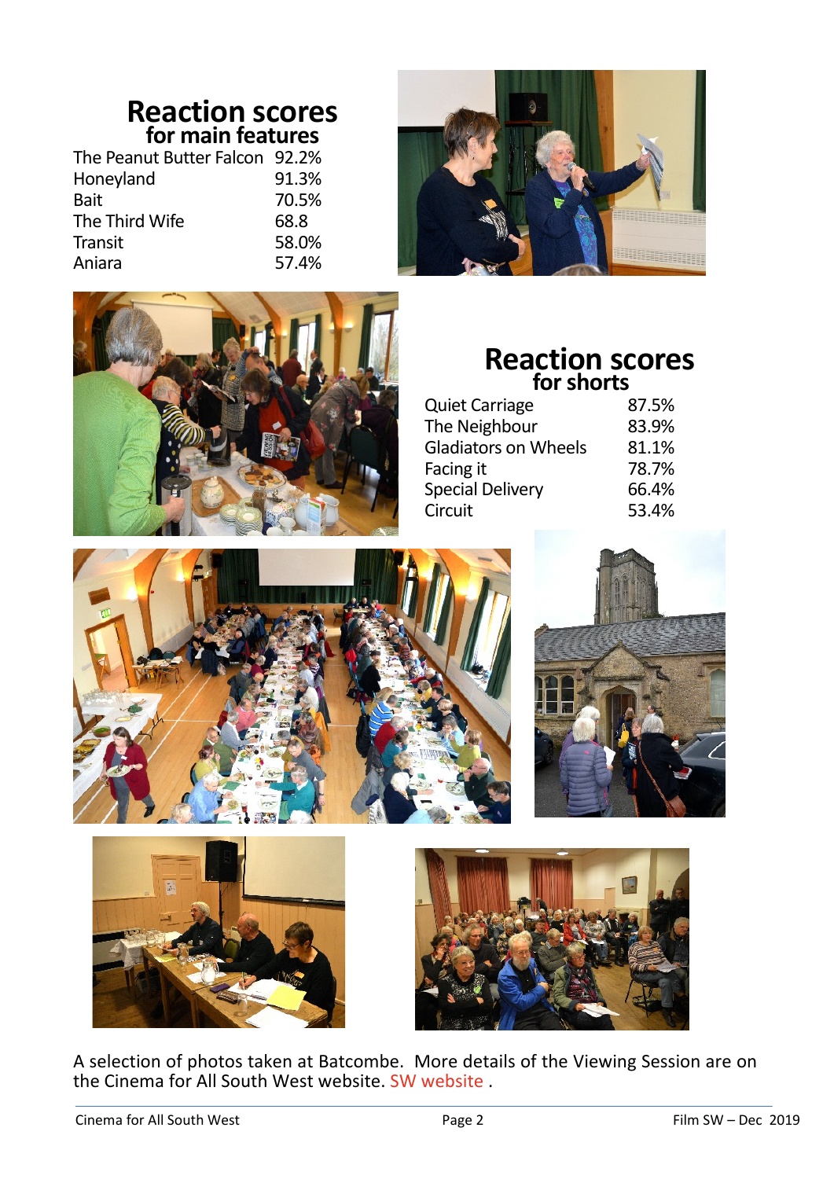## Reaction scores
### for main features

| | |
|---|---|
| The Peanut Butter Falcon | 92.2% |
| Honeyland | 91.3% |
| Bait | 70.5% |
| The Third Wife | 68.8 |
| Transit | 58.0% |
| Aniara | 57.4% |

## Reaction scores
### for shorts

| | |
|---|---|
| Quiet Carriage | 87.5% |
| The Neighbour | 83.9% |
| Gladiators on Wheels | 81.1% |
| Facing it | 78.7% |
| Special Delivery | 66.4% |
| Circuit | 53.4% |

A selection of photos taken at Batcombe. More details of the Viewing Session are on the Cinema for All South West website. SW website .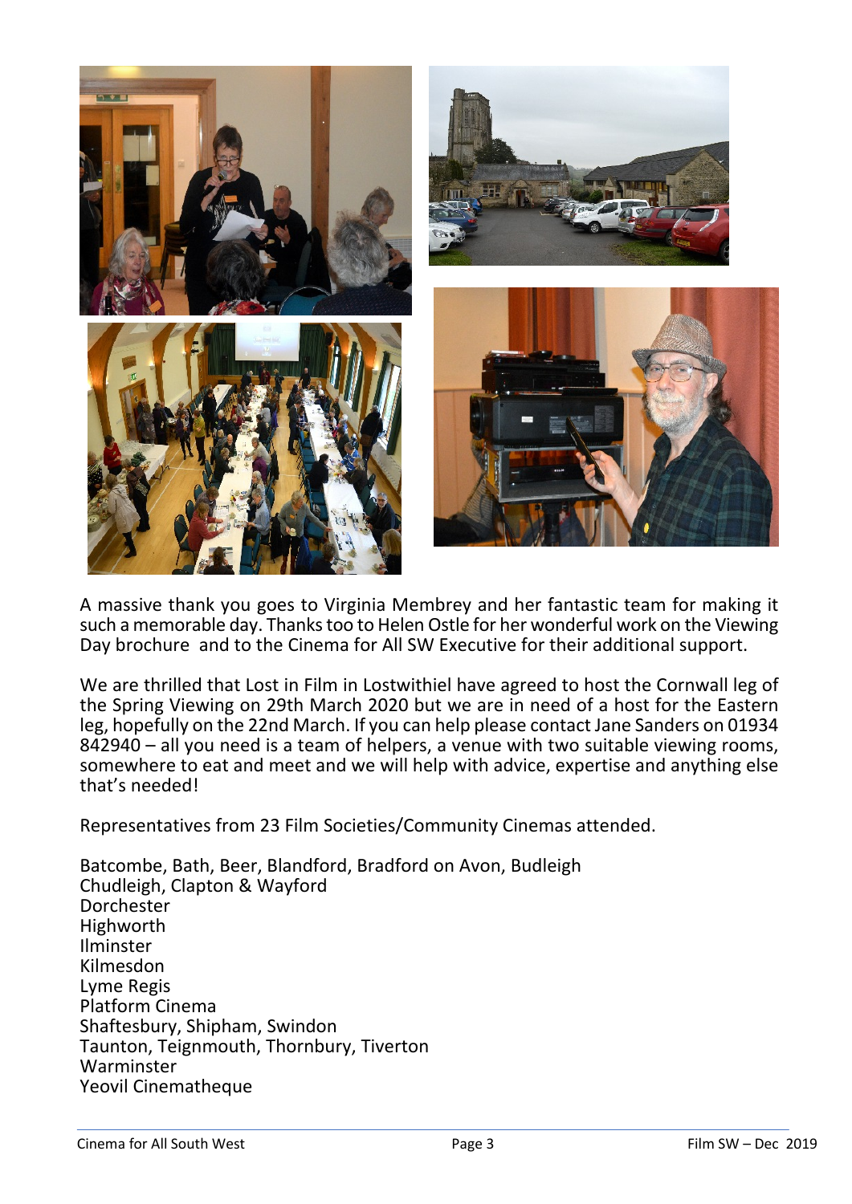A massive thank you goes to Virginia Membrey and her fantastic team for making it such a memorable day. Thanks too to Helen Ostle for her wonderful work on the Viewing Day brochure and to the Cinema for All SW Executive for their additional support.

We are thrilled that Lost in Film in Lostwithiel have agreed to host the Cornwall leg of the Spring Viewing on 29th March 2020 but we are in need of a host for the Eastern leg, hopefully on the 22nd March. If you can help please contact Jane Sanders on 01934 842940 – all you need is a team of helpers, a venue with two suitable viewing rooms, somewhere to eat and meet and we will help with advice, expertise and anything else that's needed!

Representatives from 23 Film Societies/Community Cinemas attended.

Batcombe, Bath, Beer, Blandford, Bradford on Avon, Budleigh
Chudleigh, Clapton & Wayford
Dorchester
Highworth
Ilminster
Kilmesdon
Lyme Regis
Platform Cinema
Shaftesbury, Shipham, Swindon
Taunton, Teignmouth, Thornbury, Tiverton
Warminster
Yeovil Cinematheque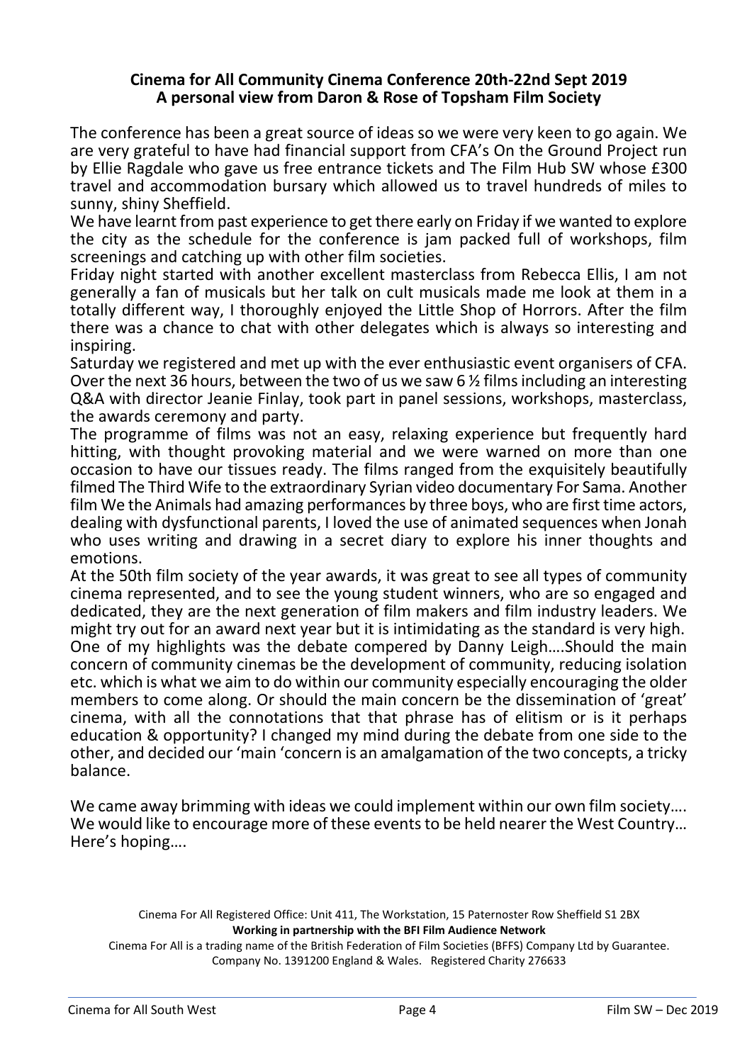**Cinema for All Community Cinema Conference 20th-22nd Sept 2019**
**A personal view from Daron & Rose of Topsham Film Society**

The conference has been a great source of ideas so we were very keen to go again. We are very grateful to have had financial support from CFA's On the Ground Project run by Ellie Ragdale who gave us free entrance tickets and The Film Hub SW whose £300 travel and accommodation bursary which allowed us to travel hundreds of miles to sunny, shiny Sheffield.

We have learnt from past experience to get there early on Friday if we wanted to explore the city as the schedule for the conference is jam packed full of workshops, film screenings and catching up with other film societies.

Friday night started with another excellent masterclass from Rebecca Ellis, I am not generally a fan of musicals but her talk on cult musicals made me look at them in a totally different way, I thoroughly enjoyed the Little Shop of Horrors. After the film there was a chance to chat with other delegates which is always so interesting and inspiring.

Saturday we registered and met up with the ever enthusiastic event organisers of CFA. Over the next 36 hours, between the two of us we saw 6 ½ films including an interesting Q&A with director Jeanie Finlay, took part in panel sessions, workshops, masterclass, the awards ceremony and party.

The programme of films was not an easy, relaxing experience but frequently hard hitting, with thought provoking material and we were warned on more than one occasion to have our tissues ready. The films ranged from the exquisitely beautifully filmed The Third Wife to the extraordinary Syrian video documentary For Sama. Another film We the Animals had amazing performances by three boys, who are first time actors, dealing with dysfunctional parents, I loved the use of animated sequences when Jonah who uses writing and drawing in a secret diary to explore his inner thoughts and emotions.

At the 50th film society of the year awards, it was great to see all types of community cinema represented, and to see the young student winners, who are so engaged and dedicated, they are the next generation of film makers and film industry leaders. We might try out for an award next year but it is intimidating as the standard is very high.

One of my highlights was the debate compered by Danny Leigh….Should the main concern of community cinemas be the development of community, reducing isolation etc. which is what we aim to do within our community especially encouraging the older members to come along. Or should the main concern be the dissemination of 'great' cinema, with all the connotations that that phrase has of elitism or is it perhaps education & opportunity? I changed my mind during the debate from one side to the other, and decided our 'main 'concern is an amalgamation of the two concepts, a tricky balance.

We came away brimming with ideas we could implement within our own film society….
We would like to encourage more of these events to be held nearer the West Country…
Here's hoping….

Cinema For All Registered Office: Unit 411, The Workstation, 15 Paternoster Row Sheffield S1 2BX
**Working in partnership with the BFI Film Audience Network**
Cinema For All is a trading name of the British Federation of Film Societies (BFFS) Company Ltd by Guarantee.
Company No. 1391200 England & Wales. Registered Charity 276633